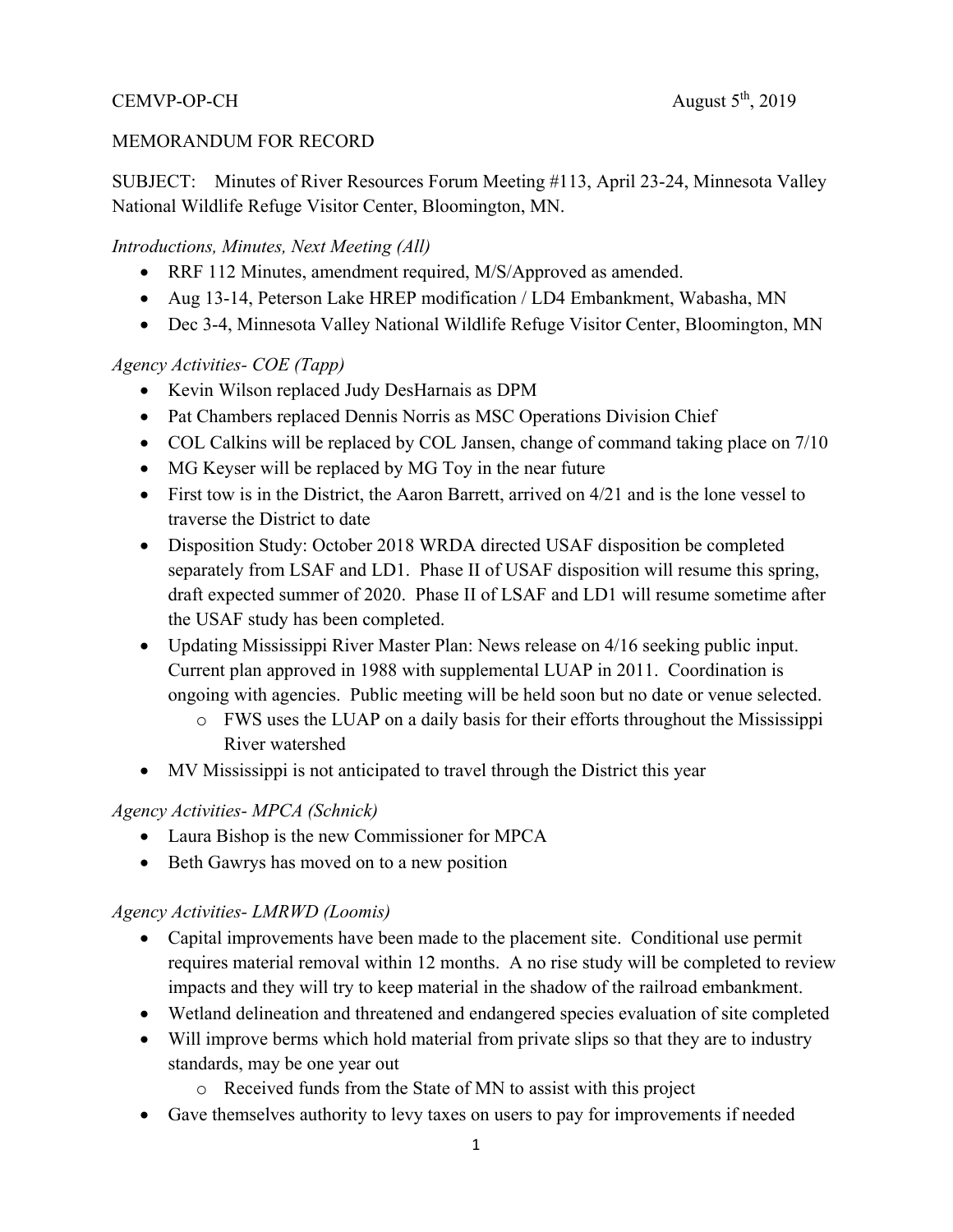CEMVP-OP-CH August 5th, 2019

MEMORANDUM FOR RECORD

SUBJECT: Minutes of River Resources Forum Meeting #113, April 23-24, Minnesota Valley National Wildlife Refuge Visitor Center, Bloomington, MN.

*Introductions, Minutes, Next Meeting (All)*

- RRF 112 Minutes, amendment required, M/S/Approved as amended.
- Aug 13-14, Peterson Lake HREP modification / LD4 Embankment, Wabasha, MN
- Dec 3-4, Minnesota Valley National Wildlife Refuge Visitor Center, Bloomington, MN

*Agency Activities- COE (Tapp)*

- Kevin Wilson replaced Judy DesHarnais as DPM
- Pat Chambers replaced Dennis Norris as MSC Operations Division Chief
- COL Calkins will be replaced by COL Jansen, change of command taking place on 7/10
- MG Keyser will be replaced by MG Toy in the near future
- First tow is in the District, the Aaron Barrett, arrived on 4/21 and is the lone vessel to traverse the District to date
- Disposition Study: October 2018 WRDA directed USAF disposition be completed separately from LSAF and LD1. Phase II of USAF disposition will resume this spring, draft expected summer of 2020. Phase II of LSAF and LD1 will resume sometime after the USAF study has been completed.
- Updating Mississippi River Master Plan: News release on 4/16 seeking public input. Current plan approved in 1988 with supplemental LUAP in 2011. Coordination is ongoing with agencies. Public meeting will be held soon but no date or venue selected.
  - FWS uses the LUAP on a daily basis for their efforts throughout the Mississippi River watershed
- MV Mississippi is not anticipated to travel through the District this year

*Agency Activities- MPCA (Schnick)*

- Laura Bishop is the new Commissioner for MPCA
- Beth Gawrys has moved on to a new position

*Agency Activities- LMRWD (Loomis)*

- Capital improvements have been made to the placement site. Conditional use permit requires material removal within 12 months. A no rise study will be completed to review impacts and they will try to keep material in the shadow of the railroad embankment.
- Wetland delineation and threatened and endangered species evaluation of site completed
- Will improve berms which hold material from private slips so that they are to industry standards, may be one year out
  - Received funds from the State of MN to assist with this project
- Gave themselves authority to levy taxes on users to pay for improvements if needed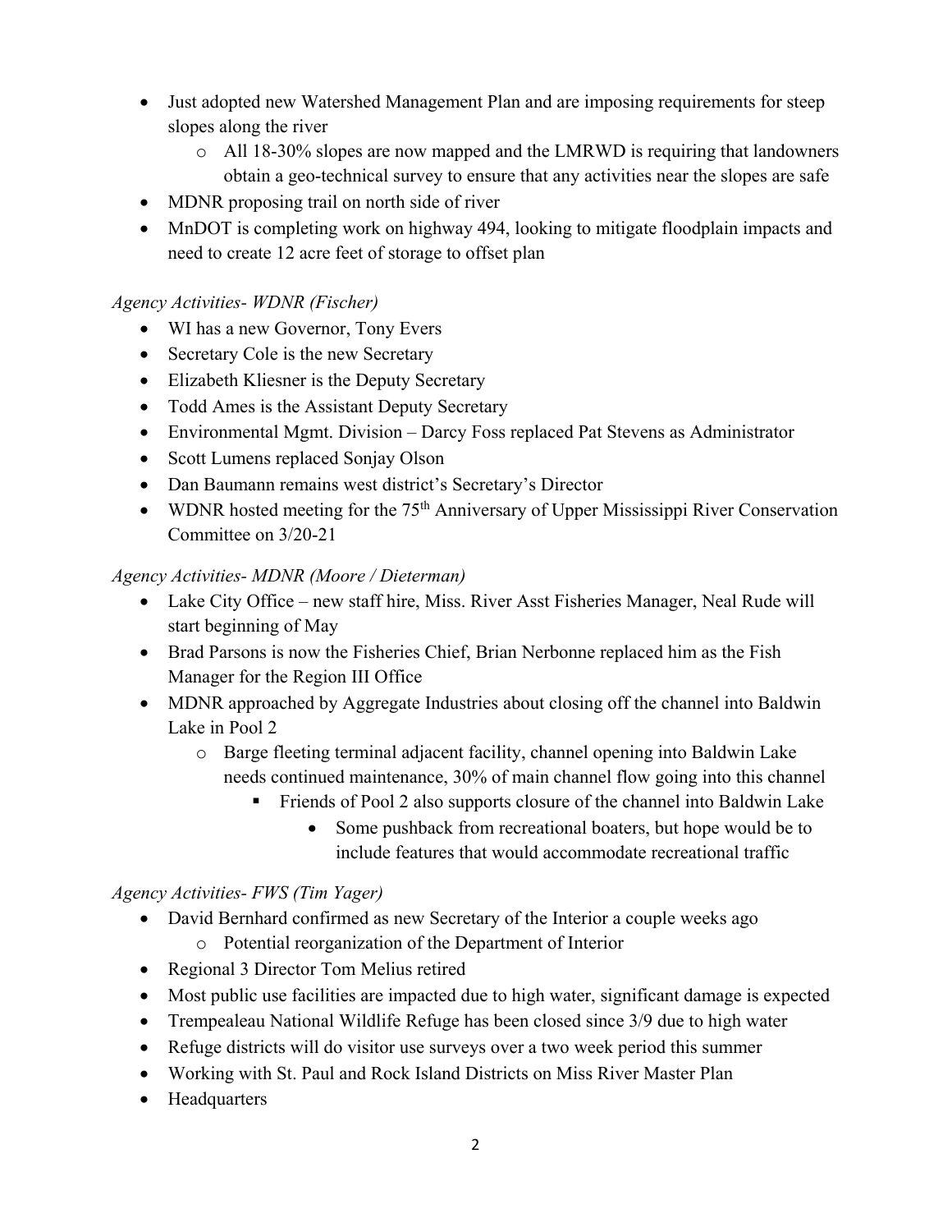- Just adopted new Watershed Management Plan and are imposing requirements for steep slopes along the river
    - All 18-30% slopes are now mapped and the LMRWD is requiring that landowners obtain a geo-technical survey to ensure that any activities near the slopes are safe
- MDNR proposing trail on north side of river
- MnDOT is completing work on highway 494, looking to mitigate floodplain impacts and need to create 12 acre feet of storage to offset plan

*Agency Activities- WDNR (Fischer)*

- WI has a new Governor, Tony Evers
- Secretary Cole is the new Secretary
- Elizabeth Kliesner is the Deputy Secretary
- Todd Ames is the Assistant Deputy Secretary
- Environmental Mgmt. Division – Darcy Foss replaced Pat Stevens as Administrator
- Scott Lumens replaced Sonjay Olson
- Dan Baumann remains west district's Secretary's Director
- WDNR hosted meeting for the 75th Anniversary of Upper Mississippi River Conservation Committee on 3/20-21

*Agency Activities- MDNR (Moore / Dieterman)*

- Lake City Office – new staff hire, Miss. River Asst Fisheries Manager, Neal Rude will start beginning of May
- Brad Parsons is now the Fisheries Chief, Brian Nerbonne replaced him as the Fish Manager for the Region III Office
- MDNR approached by Aggregate Industries about closing off the channel into Baldwin Lake in Pool 2
    - Barge fleeting terminal adjacent facility, channel opening into Baldwin Lake needs continued maintenance, 30% of main channel flow going into this channel
        - Friends of Pool 2 also supports closure of the channel into Baldwin Lake
            - Some pushback from recreational boaters, but hope would be to include features that would accommodate recreational traffic

*Agency Activities- FWS (Tim Yager)*

- David Bernhard confirmed as new Secretary of the Interior a couple weeks ago
    - Potential reorganization of the Department of Interior
- Regional 3 Director Tom Melius retired
- Most public use facilities are impacted due to high water, significant damage is expected
- Trempealeau National Wildlife Refuge has been closed since 3/9 due to high water
- Refuge districts will do visitor use surveys over a two week period this summer
- Working with St. Paul and Rock Island Districts on Miss River Master Plan
- Headquarters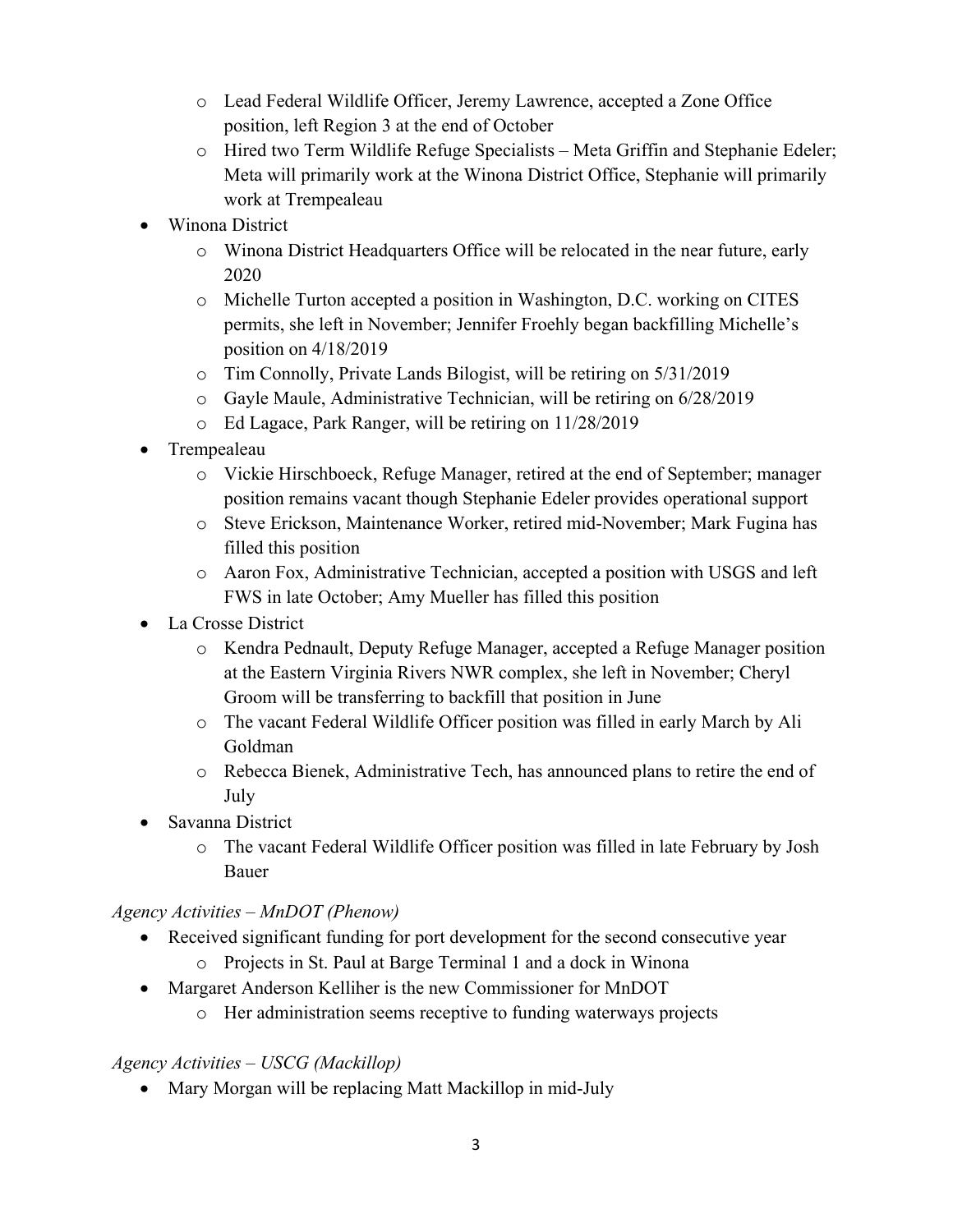- Lead Federal Wildlife Officer, Jeremy Lawrence, accepted a Zone Office position, left Region 3 at the end of October
  - Hired two Term Wildlife Refuge Specialists – Meta Griffin and Stephanie Edeler; Meta will primarily work at the Winona District Office, Stephanie will primarily work at Trempealeau
- Winona District
  - Winona District Headquarters Office will be relocated in the near future, early 2020
  - Michelle Turton accepted a position in Washington, D.C. working on CITES permits, she left in November; Jennifer Froehly began backfilling Michelle's position on 4/18/2019
  - Tim Connolly, Private Lands Bilogist, will be retiring on 5/31/2019
  - Gayle Maule, Administrative Technician, will be retiring on 6/28/2019
  - Ed Lagace, Park Ranger, will be retiring on 11/28/2019
- Trempealeau
  - Vickie Hirschboeck, Refuge Manager, retired at the end of September; manager position remains vacant though Stephanie Edeler provides operational support
  - Steve Erickson, Maintenance Worker, retired mid-November; Mark Fugina has filled this position
  - Aaron Fox, Administrative Technician, accepted a position with USGS and left FWS in late October; Amy Mueller has filled this position
- La Crosse District
  - Kendra Pednault, Deputy Refuge Manager, accepted a Refuge Manager position at the Eastern Virginia Rivers NWR complex, she left in November; Cheryl Groom will be transferring to backfill that position in June
  - The vacant Federal Wildlife Officer position was filled in early March by Ali Goldman
  - Rebecca Bienek, Administrative Tech, has announced plans to retire the end of July
- Savanna District
  - The vacant Federal Wildlife Officer position was filled in late February by Josh Bauer

*Agency Activities – MnDOT (Phenow)*

- Received significant funding for port development for the second consecutive year
  - Projects in St. Paul at Barge Terminal 1 and a dock in Winona
- Margaret Anderson Kelliher is the new Commissioner for MnDOT
  - Her administration seems receptive to funding waterways projects

*Agency Activities – USCG (Mackillop)*

- Mary Morgan will be replacing Matt Mackillop in mid-July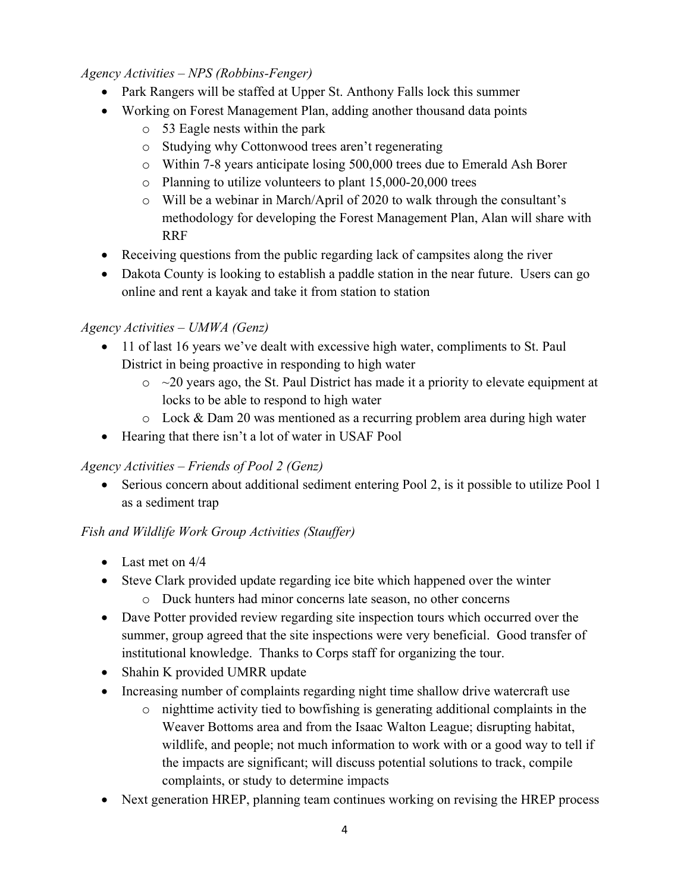*Agency Activities – NPS (Robbins-Fenger)*

- Park Rangers will be staffed at Upper St. Anthony Falls lock this summer
- Working on Forest Management Plan, adding another thousand data points
  - 53 Eagle nests within the park
  - Studying why Cottonwood trees aren't regenerating
  - Within 7-8 years anticipate losing 500,000 trees due to Emerald Ash Borer
  - Planning to utilize volunteers to plant 15,000-20,000 trees
  - Will be a webinar in March/April of 2020 to walk through the consultant's methodology for developing the Forest Management Plan, Alan will share with RRF
- Receiving questions from the public regarding lack of campsites along the river
- Dakota County is looking to establish a paddle station in the near future. Users can go online and rent a kayak and take it from station to station

*Agency Activities – UMWA (Genz)*

- 11 of last 16 years we've dealt with excessive high water, compliments to St. Paul District in being proactive in responding to high water
  - ~20 years ago, the St. Paul District has made it a priority to elevate equipment at locks to be able to respond to high water
  - Lock & Dam 20 was mentioned as a recurring problem area during high water
- Hearing that there isn't a lot of water in USAF Pool

*Agency Activities – Friends of Pool 2 (Genz)*

- Serious concern about additional sediment entering Pool 2, is it possible to utilize Pool 1 as a sediment trap

*Fish and Wildlife Work Group Activities (Stauffer)*

- Last met on 4/4
- Steve Clark provided update regarding ice bite which happened over the winter
  - Duck hunters had minor concerns late season, no other concerns
- Dave Potter provided review regarding site inspection tours which occurred over the summer, group agreed that the site inspections were very beneficial. Good transfer of institutional knowledge. Thanks to Corps staff for organizing the tour.
- Shahin K provided UMRR update
- Increasing number of complaints regarding night time shallow drive watercraft use
  - nighttime activity tied to bowfishing is generating additional complaints in the Weaver Bottoms area and from the Isaac Walton League; disrupting habitat, wildlife, and people; not much information to work with or a good way to tell if the impacts are significant; will discuss potential solutions to track, compile complaints, or study to determine impacts
- Next generation HREP, planning team continues working on revising the HREP process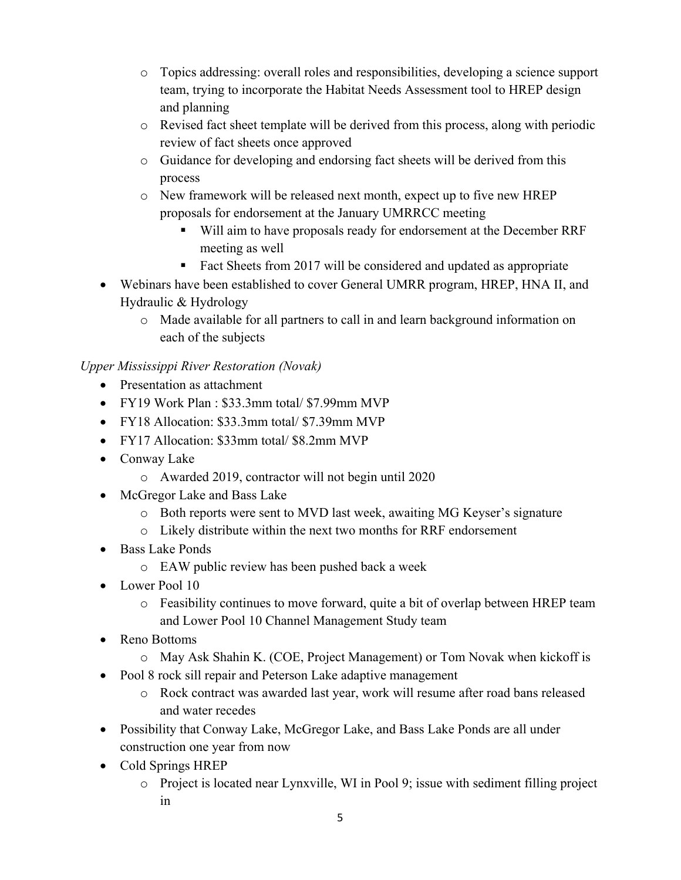- Topics addressing: overall roles and responsibilities, developing a science support team, trying to incorporate the Habitat Needs Assessment tool to HREP design and planning
  - Revised fact sheet template will be derived from this process, along with periodic review of fact sheets once approved
  - Guidance for developing and endorsing fact sheets will be derived from this process
  - New framework will be released next month, expect up to five new HREP proposals for endorsement at the January UMRRCC meeting
    - Will aim to have proposals ready for endorsement at the December RRF meeting as well
    - Fact Sheets from 2017 will be considered and updated as appropriate
- Webinars have been established to cover General UMRR program, HREP, HNA II, and Hydraulic & Hydrology
  - Made available for all partners to call in and learn background information on each of the subjects

*Upper Mississippi River Restoration (Novak)*

- Presentation as attachment
- FY19 Work Plan : $33.3mm total/ $7.99mm MVP
- FY18 Allocation: $33.3mm total/ $7.39mm MVP
- FY17 Allocation: $33mm total/ $8.2mm MVP
- Conway Lake
  - Awarded 2019, contractor will not begin until 2020
- McGregor Lake and Bass Lake
  - Both reports were sent to MVD last week, awaiting MG Keyser's signature
  - Likely distribute within the next two months for RRF endorsement
- Bass Lake Ponds
  - EAW public review has been pushed back a week
- Lower Pool 10
  - Feasibility continues to move forward, quite a bit of overlap between HREP team and Lower Pool 10 Channel Management Study team
- Reno Bottoms
  - May Ask Shahin K. (COE, Project Management) or Tom Novak when kickoff is
- Pool 8 rock sill repair and Peterson Lake adaptive management
  - Rock contract was awarded last year, work will resume after road bans released and water recedes
- Possibility that Conway Lake, McGregor Lake, and Bass Lake Ponds are all under construction one year from now
- Cold Springs HREP
  - Project is located near Lynxville, WI in Pool 9; issue with sediment filling project in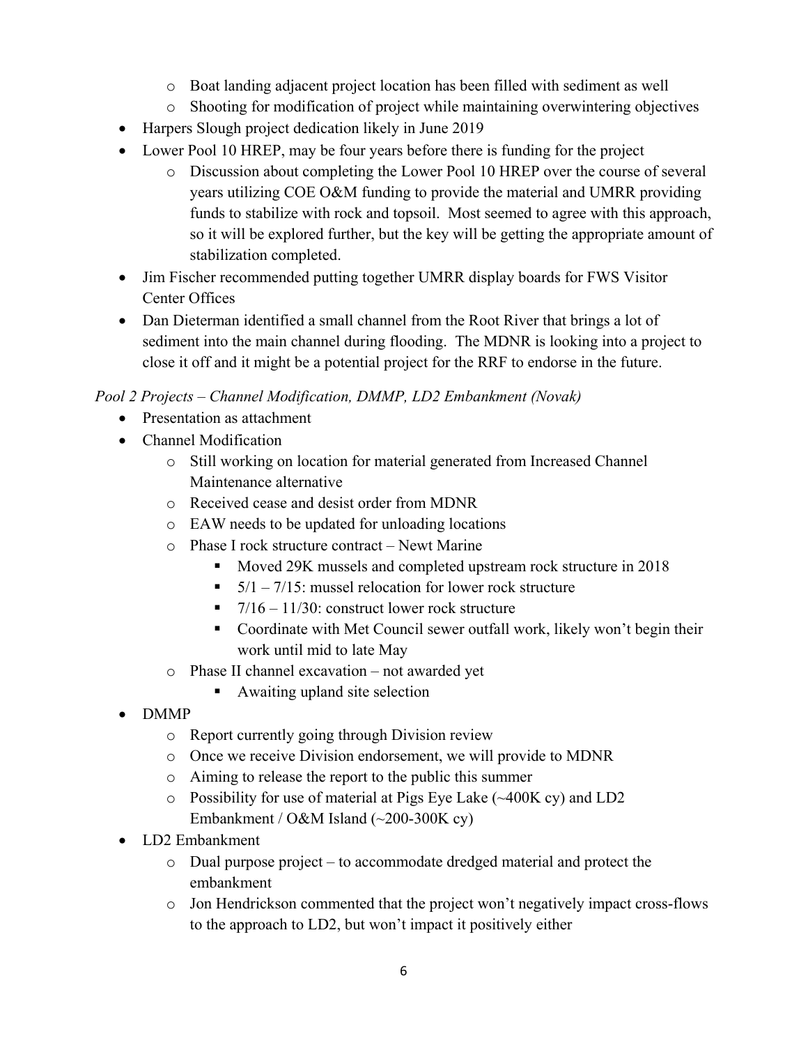- Boat landing adjacent project location has been filled with sediment as well
    - Shooting for modification of project while maintaining overwintering objectives
- Harpers Slough project dedication likely in June 2019
- Lower Pool 10 HREP, may be four years before there is funding for the project
    - Discussion about completing the Lower Pool 10 HREP over the course of several years utilizing COE O&M funding to provide the material and UMRR providing funds to stabilize with rock and topsoil. Most seemed to agree with this approach, so it will be explored further, but the key will be getting the appropriate amount of stabilization completed.
- Jim Fischer recommended putting together UMRR display boards for FWS Visitor Center Offices
- Dan Dieterman identified a small channel from the Root River that brings a lot of sediment into the main channel during flooding. The MDNR is looking into a project to close it off and it might be a potential project for the RRF to endorse in the future.

*Pool 2 Projects – Channel Modification, DMMP, LD2 Embankment (Novak)*

- Presentation as attachment
- Channel Modification
    - Still working on location for material generated from Increased Channel Maintenance alternative
    - Received cease and desist order from MDNR
    - EAW needs to be updated for unloading locations
    - Phase I rock structure contract – Newt Marine
        - Moved 29K mussels and completed upstream rock structure in 2018
        - 5/1 – 7/15: mussel relocation for lower rock structure
        - 7/16 – 11/30: construct lower rock structure
        - Coordinate with Met Council sewer outfall work, likely won't begin their work until mid to late May
    - Phase II channel excavation – not awarded yet
        - Awaiting upland site selection
- DMMP
    - Report currently going through Division review
    - Once we receive Division endorsement, we will provide to MDNR
    - Aiming to release the report to the public this summer
    - Possibility for use of material at Pigs Eye Lake (~400K cy) and LD2 Embankment / O&M Island (~200-300K cy)
- LD2 Embankment
    - Dual purpose project – to accommodate dredged material and protect the embankment
    - Jon Hendrickson commented that the project won't negatively impact cross-flows to the approach to LD2, but won't impact it positively either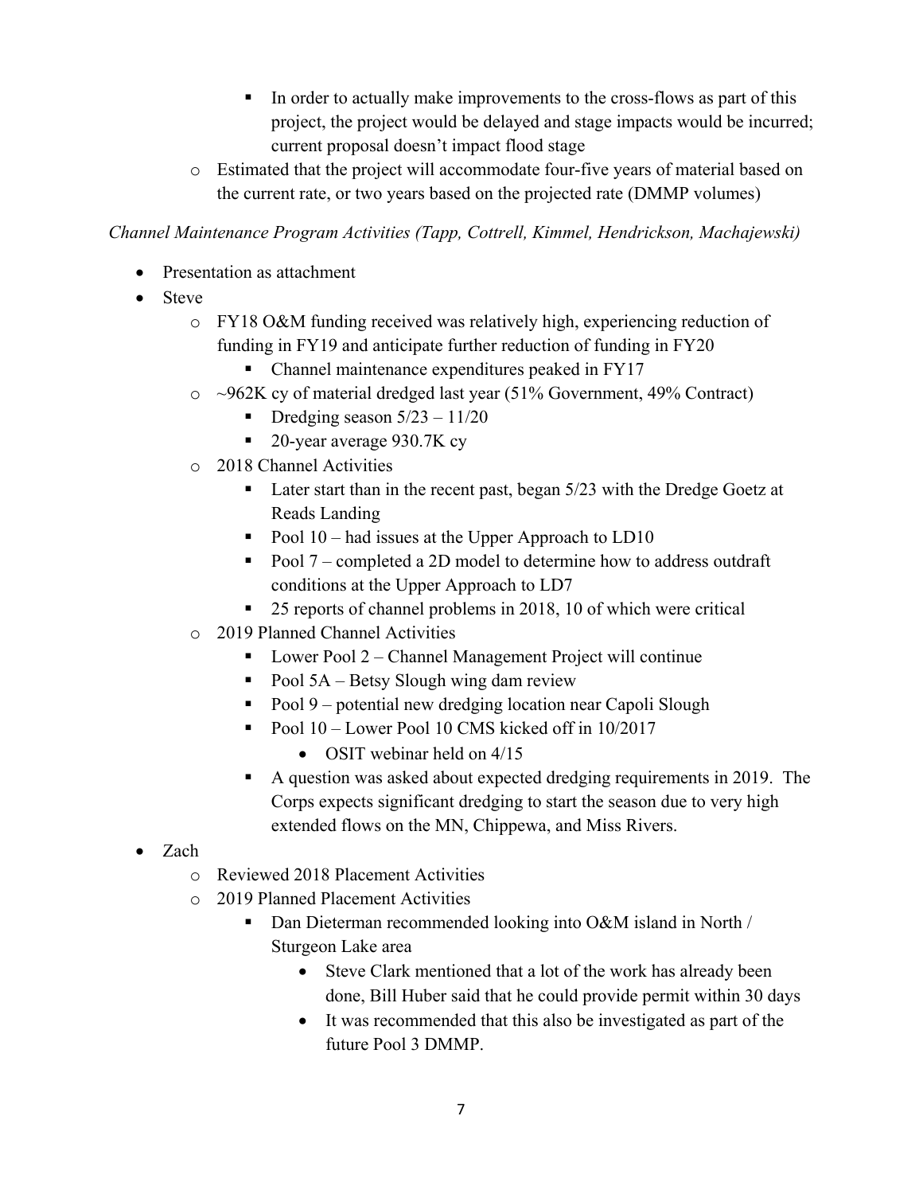- In order to actually make improvements to the cross-flows as part of this project, the project would be delayed and stage impacts would be incurred; current proposal doesn't impact flood stage
  - Estimated that the project will accommodate four-five years of material based on the current rate, or two years based on the projected rate (DMMP volumes)

*Channel Maintenance Program Activities (Tapp, Cottrell, Kimmel, Hendrickson, Machajewski)*

- Presentation as attachment
- Steve
  - FY18 O&M funding received was relatively high, experiencing reduction of funding in FY19 and anticipate further reduction of funding in FY20
    - Channel maintenance expenditures peaked in FY17
  - ~962K cy of material dredged last year (51% Government, 49% Contract)
    - Dredging season 5/23 – 11/20
    - 20-year average 930.7K cy
  - 2018 Channel Activities
    - Later start than in the recent past, began 5/23 with the Dredge Goetz at Reads Landing
    - Pool 10 – had issues at the Upper Approach to LD10
    - Pool 7 – completed a 2D model to determine how to address outdraft conditions at the Upper Approach to LD7
    - 25 reports of channel problems in 2018, 10 of which were critical
  - 2019 Planned Channel Activities
    - Lower Pool 2 – Channel Management Project will continue
    - Pool 5A – Betsy Slough wing dam review
    - Pool 9 – potential new dredging location near Capoli Slough
    - Pool 10 – Lower Pool 10 CMS kicked off in 10/2017
      - OSIT webinar held on 4/15
    - A question was asked about expected dredging requirements in 2019. The Corps expects significant dredging to start the season due to very high extended flows on the MN, Chippewa, and Miss Rivers.
- Zach
  - Reviewed 2018 Placement Activities
  - 2019 Planned Placement Activities
    - Dan Dieterman recommended looking into O&M island in North / Sturgeon Lake area
      - Steve Clark mentioned that a lot of the work has already been done, Bill Huber said that he could provide permit within 30 days
      - It was recommended that this also be investigated as part of the future Pool 3 DMMP.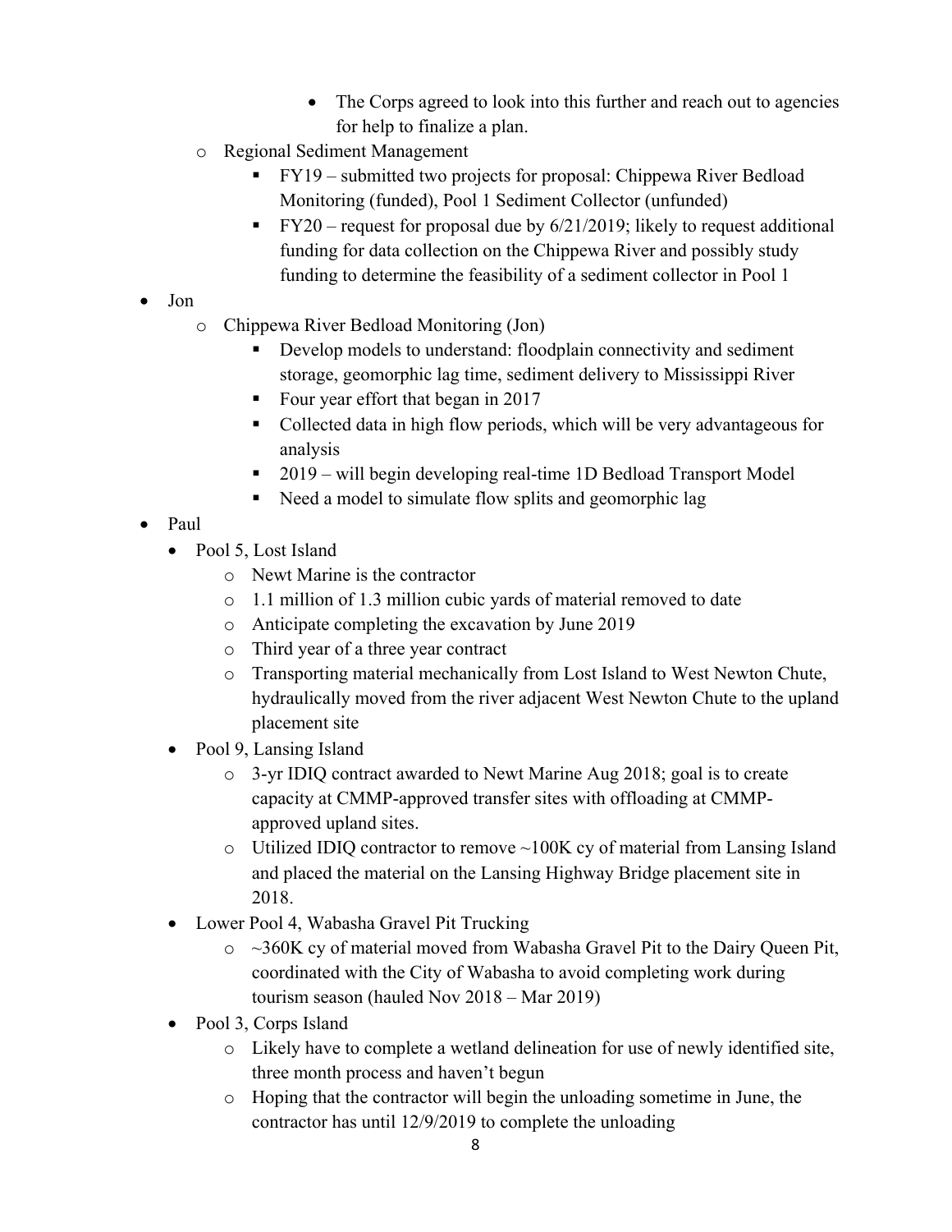- The Corps agreed to look into this further and reach out to agencies for help to finalize a plan.
  - Regional Sediment Management
    - FY19 – submitted two projects for proposal: Chippewa River Bedload Monitoring (funded), Pool 1 Sediment Collector (unfunded)
    - FY20 – request for proposal due by 6/21/2019; likely to request additional funding for data collection on the Chippewa River and possibly study funding to determine the feasibility of a sediment collector in Pool 1
- Jon
  - Chippewa River Bedload Monitoring (Jon)
    - Develop models to understand: floodplain connectivity and sediment storage, geomorphic lag time, sediment delivery to Mississippi River
    - Four year effort that began in 2017
    - Collected data in high flow periods, which will be very advantageous for analysis
    - 2019 – will begin developing real-time 1D Bedload Transport Model
    - Need a model to simulate flow splits and geomorphic lag
- Paul
  - Pool 5, Lost Island
    - Newt Marine is the contractor
    - 1.1 million of 1.3 million cubic yards of material removed to date
    - Anticipate completing the excavation by June 2019
    - Third year of a three year contract
    - Transporting material mechanically from Lost Island to West Newton Chute, hydraulically moved from the river adjacent West Newton Chute to the upland placement site
  - Pool 9, Lansing Island
    - 3-yr IDIQ contract awarded to Newt Marine Aug 2018; goal is to create capacity at CMMP-approved transfer sites with offloading at CMMP-approved upland sites.
    - Utilized IDIQ contractor to remove ~100K cy of material from Lansing Island and placed the material on the Lansing Highway Bridge placement site in 2018.
  - Lower Pool 4, Wabasha Gravel Pit Trucking
    - ~360K cy of material moved from Wabasha Gravel Pit to the Dairy Queen Pit, coordinated with the City of Wabasha to avoid completing work during tourism season (hauled Nov 2018 – Mar 2019)
  - Pool 3, Corps Island
    - Likely have to complete a wetland delineation for use of newly identified site, three month process and haven't begun
    - Hoping that the contractor will begin the unloading sometime in June, the contractor has until 12/9/2019 to complete the unloading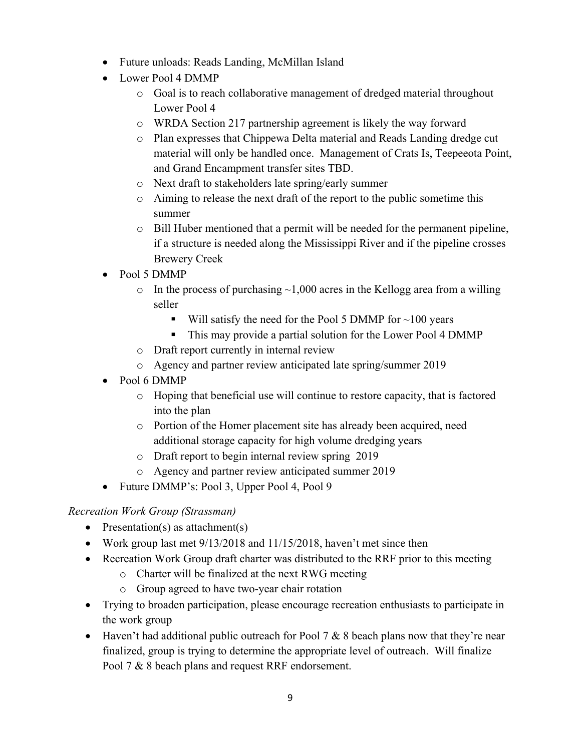- Future unloads: Reads Landing, McMillan Island
- Lower Pool 4 DMMP
    - Goal is to reach collaborative management of dredged material throughout Lower Pool 4
    - WRDA Section 217 partnership agreement is likely the way forward
    - Plan expresses that Chippewa Delta material and Reads Landing dredge cut material will only be handled once. Management of Crats Is, Teepeeota Point, and Grand Encampment transfer sites TBD.
    - Next draft to stakeholders late spring/early summer
    - Aiming to release the next draft of the report to the public sometime this summer
    - Bill Huber mentioned that a permit will be needed for the permanent pipeline, if a structure is needed along the Mississippi River and if the pipeline crosses Brewery Creek
- Pool 5 DMMP
    - In the process of purchasing ~1,000 acres in the Kellogg area from a willing seller
        - Will satisfy the need for the Pool 5 DMMP for ~100 years
        - This may provide a partial solution for the Lower Pool 4 DMMP
    - Draft report currently in internal review
    - Agency and partner review anticipated late spring/summer 2019
- Pool 6 DMMP
    - Hoping that beneficial use will continue to restore capacity, that is factored into the plan
    - Portion of the Homer placement site has already been acquired, need additional storage capacity for high volume dredging years
    - Draft report to begin internal review spring 2019
    - Agency and partner review anticipated summer 2019
- Future DMMP's: Pool 3, Upper Pool 4, Pool 9

*Recreation Work Group (Strassman)*

- Presentation(s) as attachment(s)
- Work group last met 9/13/2018 and 11/15/2018, haven't met since then
- Recreation Work Group draft charter was distributed to the RRF prior to this meeting
    - Charter will be finalized at the next RWG meeting
    - Group agreed to have two-year chair rotation
- Trying to broaden participation, please encourage recreation enthusiasts to participate in the work group
- Haven't had additional public outreach for Pool 7 & 8 beach plans now that they're near finalized, group is trying to determine the appropriate level of outreach. Will finalize Pool 7 & 8 beach plans and request RRF endorsement.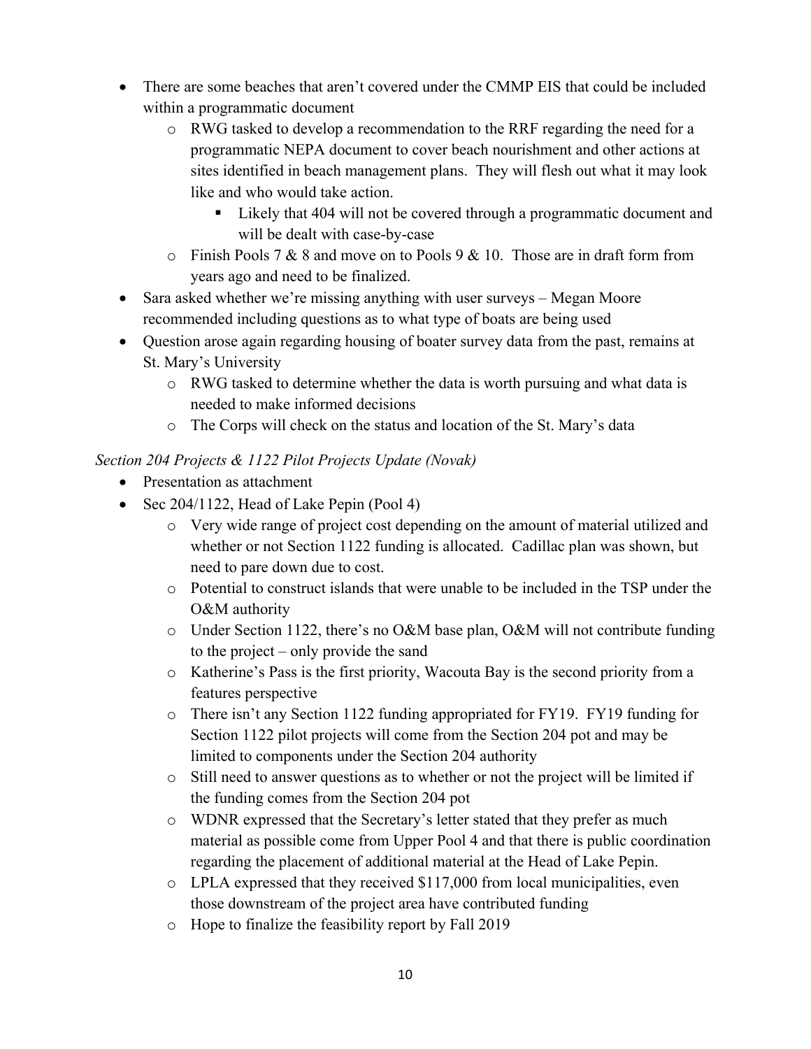- There are some beaches that aren't covered under the CMMP EIS that could be included within a programmatic document
    - RWG tasked to develop a recommendation to the RRF regarding the need for a programmatic NEPA document to cover beach nourishment and other actions at sites identified in beach management plans. They will flesh out what it may look like and who would take action.
        - Likely that 404 will not be covered through a programmatic document and will be dealt with case-by-case
    - Finish Pools 7 & 8 and move on to Pools 9 & 10. Those are in draft form from years ago and need to be finalized.
- Sara asked whether we're missing anything with user surveys – Megan Moore recommended including questions as to what type of boats are being used
- Question arose again regarding housing of boater survey data from the past, remains at St. Mary's University
    - RWG tasked to determine whether the data is worth pursuing and what data is needed to make informed decisions
    - The Corps will check on the status and location of the St. Mary's data

*Section 204 Projects & 1122 Pilot Projects Update (Novak)*

- Presentation as attachment
- Sec 204/1122, Head of Lake Pepin (Pool 4)
    - Very wide range of project cost depending on the amount of material utilized and whether or not Section 1122 funding is allocated. Cadillac plan was shown, but need to pare down due to cost.
    - Potential to construct islands that were unable to be included in the TSP under the O&M authority
    - Under Section 1122, there's no O&M base plan, O&M will not contribute funding to the project – only provide the sand
    - Katherine's Pass is the first priority, Wacouta Bay is the second priority from a features perspective
    - There isn't any Section 1122 funding appropriated for FY19. FY19 funding for Section 1122 pilot projects will come from the Section 204 pot and may be limited to components under the Section 204 authority
    - Still need to answer questions as to whether or not the project will be limited if the funding comes from the Section 204 pot
    - WDNR expressed that the Secretary's letter stated that they prefer as much material as possible come from Upper Pool 4 and that there is public coordination regarding the placement of additional material at the Head of Lake Pepin.
    - LPLA expressed that they received $117,000 from local municipalities, even those downstream of the project area have contributed funding
    - Hope to finalize the feasibility report by Fall 2019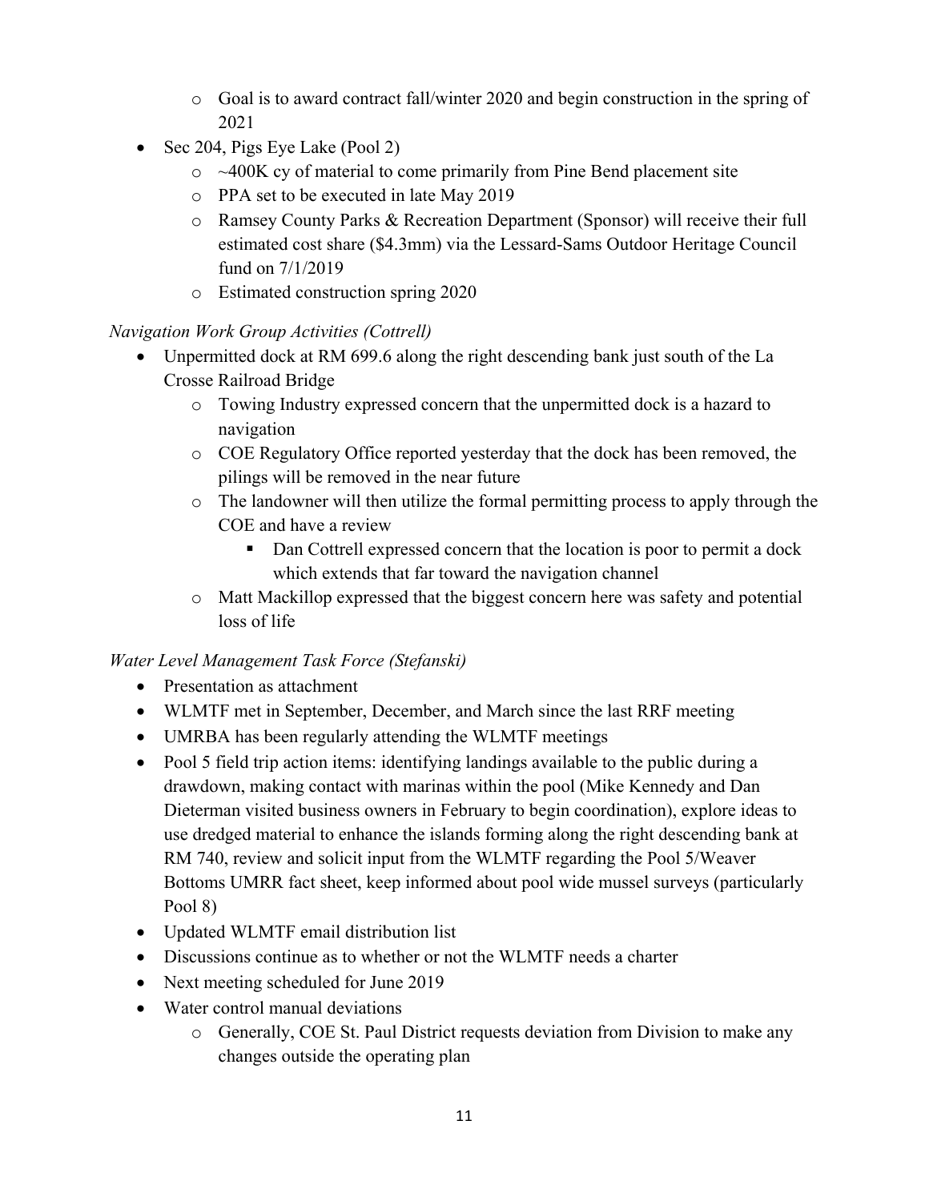- Goal is to award contract fall/winter 2020 and begin construction in the spring of 2021
- Sec 204, Pigs Eye Lake (Pool 2)
  - ~400K cy of material to come primarily from Pine Bend placement site
  - PPA set to be executed in late May 2019
  - Ramsey County Parks & Recreation Department (Sponsor) will receive their full estimated cost share ($4.3mm) via the Lessard-Sams Outdoor Heritage Council fund on 7/1/2019
  - Estimated construction spring 2020

*Navigation Work Group Activities (Cottrell)*

- Unpermitted dock at RM 699.6 along the right descending bank just south of the La Crosse Railroad Bridge
  - Towing Industry expressed concern that the unpermitted dock is a hazard to navigation
  - COE Regulatory Office reported yesterday that the dock has been removed, the pilings will be removed in the near future
  - The landowner will then utilize the formal permitting process to apply through the COE and have a review
    - Dan Cottrell expressed concern that the location is poor to permit a dock which extends that far toward the navigation channel
  - Matt Mackillop expressed that the biggest concern here was safety and potential loss of life

*Water Level Management Task Force (Stefanski)*

- Presentation as attachment
- WLMTF met in September, December, and March since the last RRF meeting
- UMRBA has been regularly attending the WLMTF meetings
- Pool 5 field trip action items: identifying landings available to the public during a drawdown, making contact with marinas within the pool (Mike Kennedy and Dan Dieterman visited business owners in February to begin coordination), explore ideas to use dredged material to enhance the islands forming along the right descending bank at RM 740, review and solicit input from the WLMTF regarding the Pool 5/Weaver Bottoms UMRR fact sheet, keep informed about pool wide mussel surveys (particularly Pool 8)
- Updated WLMTF email distribution list
- Discussions continue as to whether or not the WLMTF needs a charter
- Next meeting scheduled for June 2019
- Water control manual deviations
  - Generally, COE St. Paul District requests deviation from Division to make any changes outside the operating plan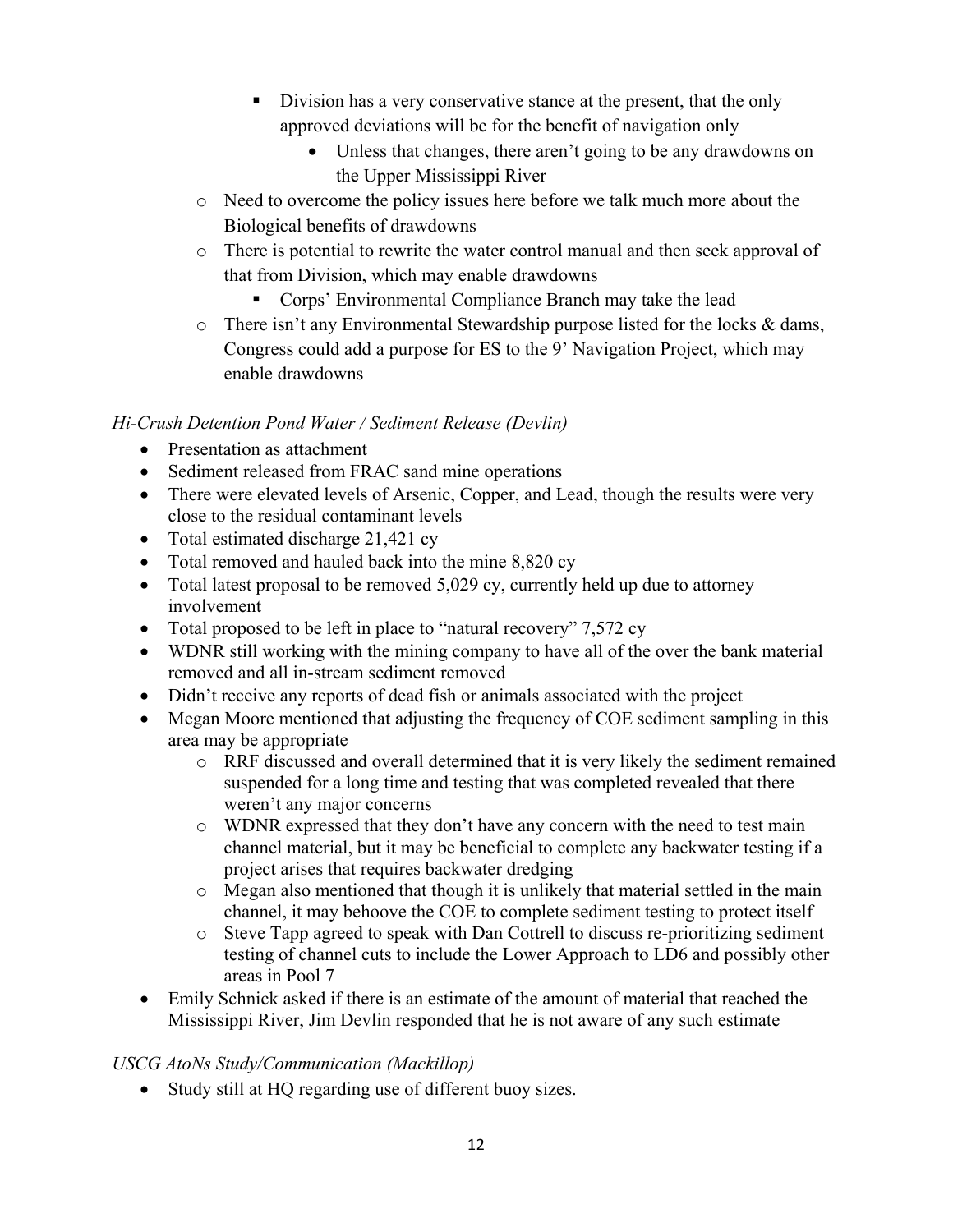- Division has a very conservative stance at the present, that the only approved deviations will be for the benefit of navigation only
            - Unless that changes, there aren't going to be any drawdowns on the Upper Mississippi River
    - Need to overcome the policy issues here before we talk much more about the Biological benefits of drawdowns
    - There is potential to rewrite the water control manual and then seek approval of that from Division, which may enable drawdowns
        - Corps' Environmental Compliance Branch may take the lead
    - There isn't any Environmental Stewardship purpose listed for the locks & dams, Congress could add a purpose for ES to the 9' Navigation Project, which may enable drawdowns

*Hi-Crush Detention Pond Water / Sediment Release (Devlin)*

- Presentation as attachment
- Sediment released from FRAC sand mine operations
- There were elevated levels of Arsenic, Copper, and Lead, though the results were very close to the residual contaminant levels
- Total estimated discharge 21,421 cy
- Total removed and hauled back into the mine 8,820 cy
- Total latest proposal to be removed 5,029 cy, currently held up due to attorney involvement
- Total proposed to be left in place to "natural recovery" 7,572 cy
- WDNR still working with the mining company to have all of the over the bank material removed and all in-stream sediment removed
- Didn't receive any reports of dead fish or animals associated with the project
- Megan Moore mentioned that adjusting the frequency of COE sediment sampling in this area may be appropriate
    - RRF discussed and overall determined that it is very likely the sediment remained suspended for a long time and testing that was completed revealed that there weren't any major concerns
    - WDNR expressed that they don't have any concern with the need to test main channel material, but it may be beneficial to complete any backwater testing if a project arises that requires backwater dredging
    - Megan also mentioned that though it is unlikely that material settled in the main channel, it may behoove the COE to complete sediment testing to protect itself
    - Steve Tapp agreed to speak with Dan Cottrell to discuss re-prioritizing sediment testing of channel cuts to include the Lower Approach to LD6 and possibly other areas in Pool 7
- Emily Schnick asked if there is an estimate of the amount of material that reached the Mississippi River, Jim Devlin responded that he is not aware of any such estimate

*USCG AtoNs Study/Communication (Mackillop)*

- Study still at HQ regarding use of different buoy sizes.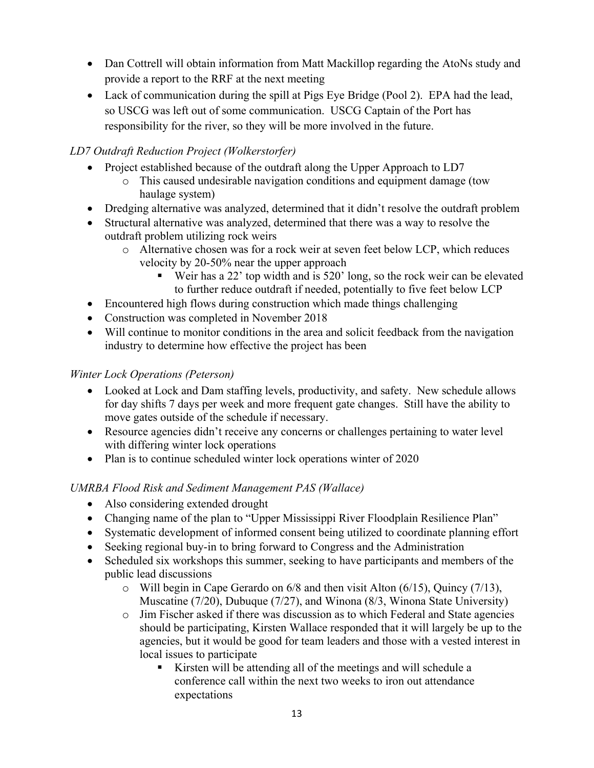- Dan Cottrell will obtain information from Matt Mackillop regarding the AtoNs study and provide a report to the RRF at the next meeting
- Lack of communication during the spill at Pigs Eye Bridge (Pool 2). EPA had the lead, so USCG was left out of some communication. USCG Captain of the Port has responsibility for the river, so they will be more involved in the future.

*LD7 Outdraft Reduction Project (Wolkerstorfer)*

- Project established because of the outdraft along the Upper Approach to LD7
  - This caused undesirable navigation conditions and equipment damage (tow haulage system)
- Dredging alternative was analyzed, determined that it didn't resolve the outdraft problem
- Structural alternative was analyzed, determined that there was a way to resolve the outdraft problem utilizing rock weirs
  - Alternative chosen was for a rock weir at seven feet below LCP, which reduces velocity by 20-50% near the upper approach
    - Weir has a 22' top width and is 520' long, so the rock weir can be elevated to further reduce outdraft if needed, potentially to five feet below LCP
- Encountered high flows during construction which made things challenging
- Construction was completed in November 2018
- Will continue to monitor conditions in the area and solicit feedback from the navigation industry to determine how effective the project has been

*Winter Lock Operations (Peterson)*

- Looked at Lock and Dam staffing levels, productivity, and safety. New schedule allows for day shifts 7 days per week and more frequent gate changes. Still have the ability to move gates outside of the schedule if necessary.
- Resource agencies didn't receive any concerns or challenges pertaining to water level with differing winter lock operations
- Plan is to continue scheduled winter lock operations winter of 2020

*UMRBA Flood Risk and Sediment Management PAS (Wallace)*

- Also considering extended drought
- Changing name of the plan to "Upper Mississippi River Floodplain Resilience Plan"
- Systematic development of informed consent being utilized to coordinate planning effort
- Seeking regional buy-in to bring forward to Congress and the Administration
- Scheduled six workshops this summer, seeking to have participants and members of the public lead discussions
  - Will begin in Cape Gerardo on 6/8 and then visit Alton (6/15), Quincy (7/13), Muscatine (7/20), Dubuque (7/27), and Winona (8/3, Winona State University)
  - Jim Fischer asked if there was discussion as to which Federal and State agencies should be participating, Kirsten Wallace responded that it will largely be up to the agencies, but it would be good for team leaders and those with a vested interest in local issues to participate
    - Kirsten will be attending all of the meetings and will schedule a conference call within the next two weeks to iron out attendance expectations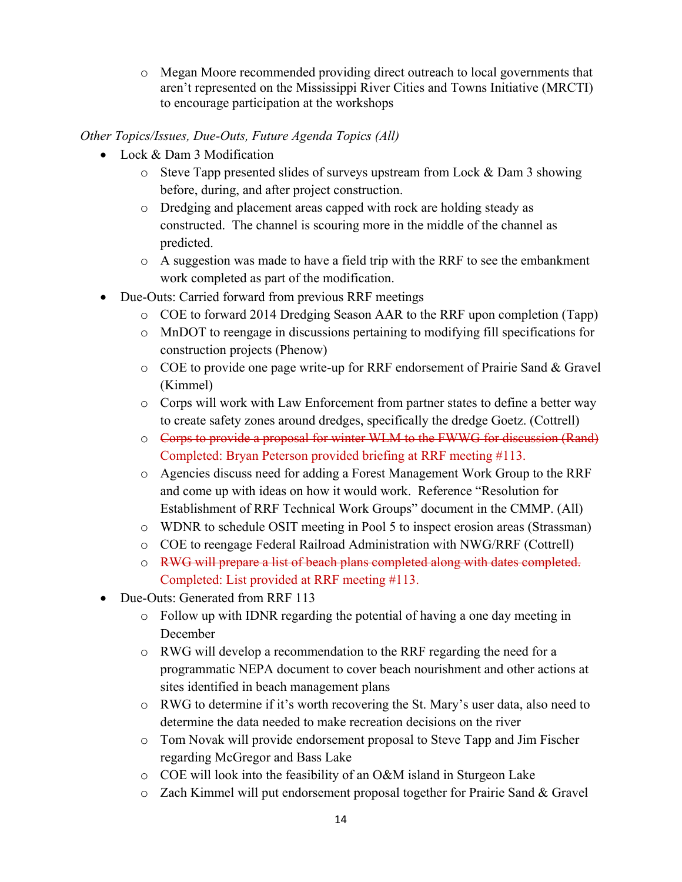- Megan Moore recommended providing direct outreach to local governments that aren't represented on the Mississippi River Cities and Towns Initiative (MRCTI) to encourage participation at the workshops

*Other Topics/Issues, Due-Outs, Future Agenda Topics (All)*

- Lock & Dam 3 Modification
    - Steve Tapp presented slides of surveys upstream from Lock & Dam 3 showing before, during, and after project construction.
    - Dredging and placement areas capped with rock are holding steady as constructed. The channel is scouring more in the middle of the channel as predicted.
    - A suggestion was made to have a field trip with the RRF to see the embankment work completed as part of the modification.
- Due-Outs: Carried forward from previous RRF meetings
    - COE to forward 2014 Dredging Season AAR to the RRF upon completion (Tapp)
    - MnDOT to reengage in discussions pertaining to modifying fill specifications for construction projects (Phenow)
    - COE to provide one page write-up for RRF endorsement of Prairie Sand & Gravel (Kimmel)
    - Corps will work with Law Enforcement from partner states to define a better way to create safety zones around dredges, specifically the dredge Goetz. (Cottrell)
    - ~~Corps to provide a proposal for winter WLM to the FWWG for discussion (Rand)~~ Completed: Bryan Peterson provided briefing at RRF meeting #113.
    - Agencies discuss need for adding a Forest Management Work Group to the RRF and come up with ideas on how it would work. Reference "Resolution for Establishment of RRF Technical Work Groups" document in the CMMP. (All)
    - WDNR to schedule OSIT meeting in Pool 5 to inspect erosion areas (Strassman)
    - COE to reengage Federal Railroad Administration with NWG/RRF (Cottrell)
    - ~~RWG will prepare a list of beach plans completed along with dates completed.~~ Completed: List provided at RRF meeting #113.
- Due-Outs: Generated from RRF 113
    - Follow up with IDNR regarding the potential of having a one day meeting in December
    - RWG will develop a recommendation to the RRF regarding the need for a programmatic NEPA document to cover beach nourishment and other actions at sites identified in beach management plans
    - RWG to determine if it's worth recovering the St. Mary's user data, also need to determine the data needed to make recreation decisions on the river
    - Tom Novak will provide endorsement proposal to Steve Tapp and Jim Fischer regarding McGregor and Bass Lake
    - COE will look into the feasibility of an O&M island in Sturgeon Lake
    - Zach Kimmel will put endorsement proposal together for Prairie Sand & Gravel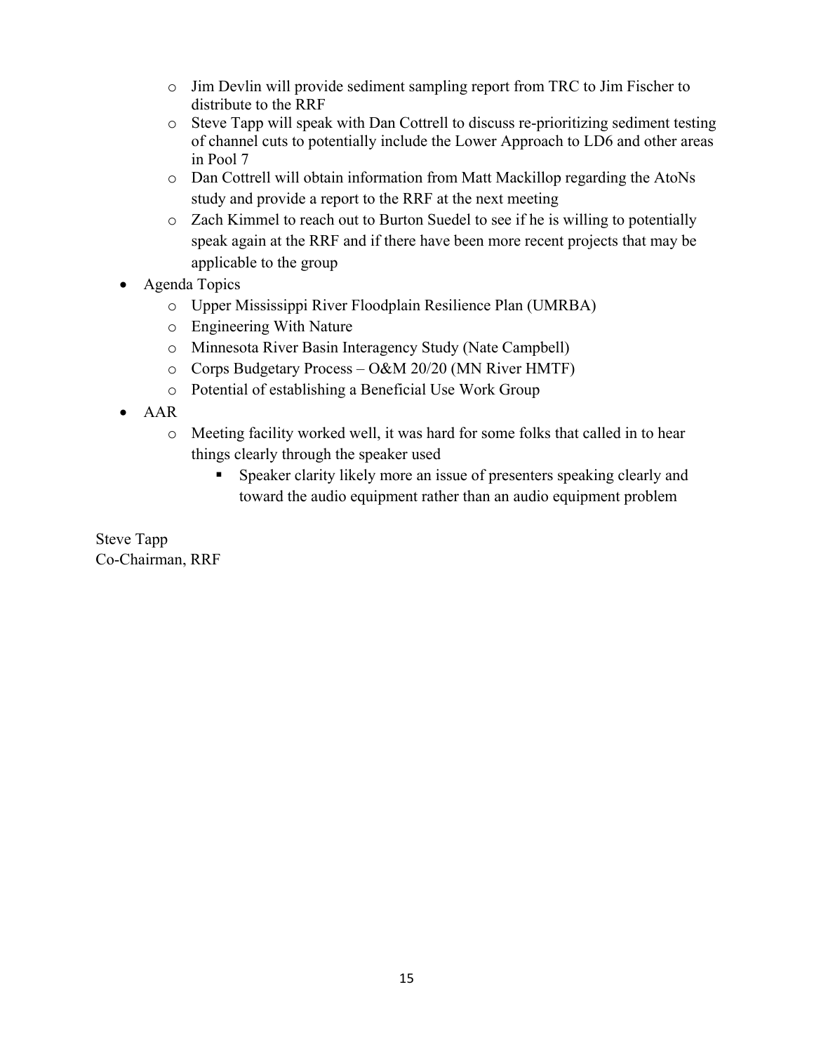- Jim Devlin will provide sediment sampling report from TRC to Jim Fischer to distribute to the RRF
  - Steve Tapp will speak with Dan Cottrell to discuss re-prioritizing sediment testing of channel cuts to potentially include the Lower Approach to LD6 and other areas in Pool 7
  - Dan Cottrell will obtain information from Matt Mackillop regarding the AtoNs study and provide a report to the RRF at the next meeting
  - Zach Kimmel to reach out to Burton Suedel to see if he is willing to potentially speak again at the RRF and if there have been more recent projects that may be applicable to the group
- Agenda Topics
  - Upper Mississippi River Floodplain Resilience Plan (UMRBA)
  - Engineering With Nature
  - Minnesota River Basin Interagency Study (Nate Campbell)
  - Corps Budgetary Process – O&M 20/20 (MN River HMTF)
  - Potential of establishing a Beneficial Use Work Group
- AAR
  - Meeting facility worked well, it was hard for some folks that called in to hear things clearly through the speaker used
    - Speaker clarity likely more an issue of presenters speaking clearly and toward the audio equipment rather than an audio equipment problem

Steve Tapp
Co-Chairman, RRF